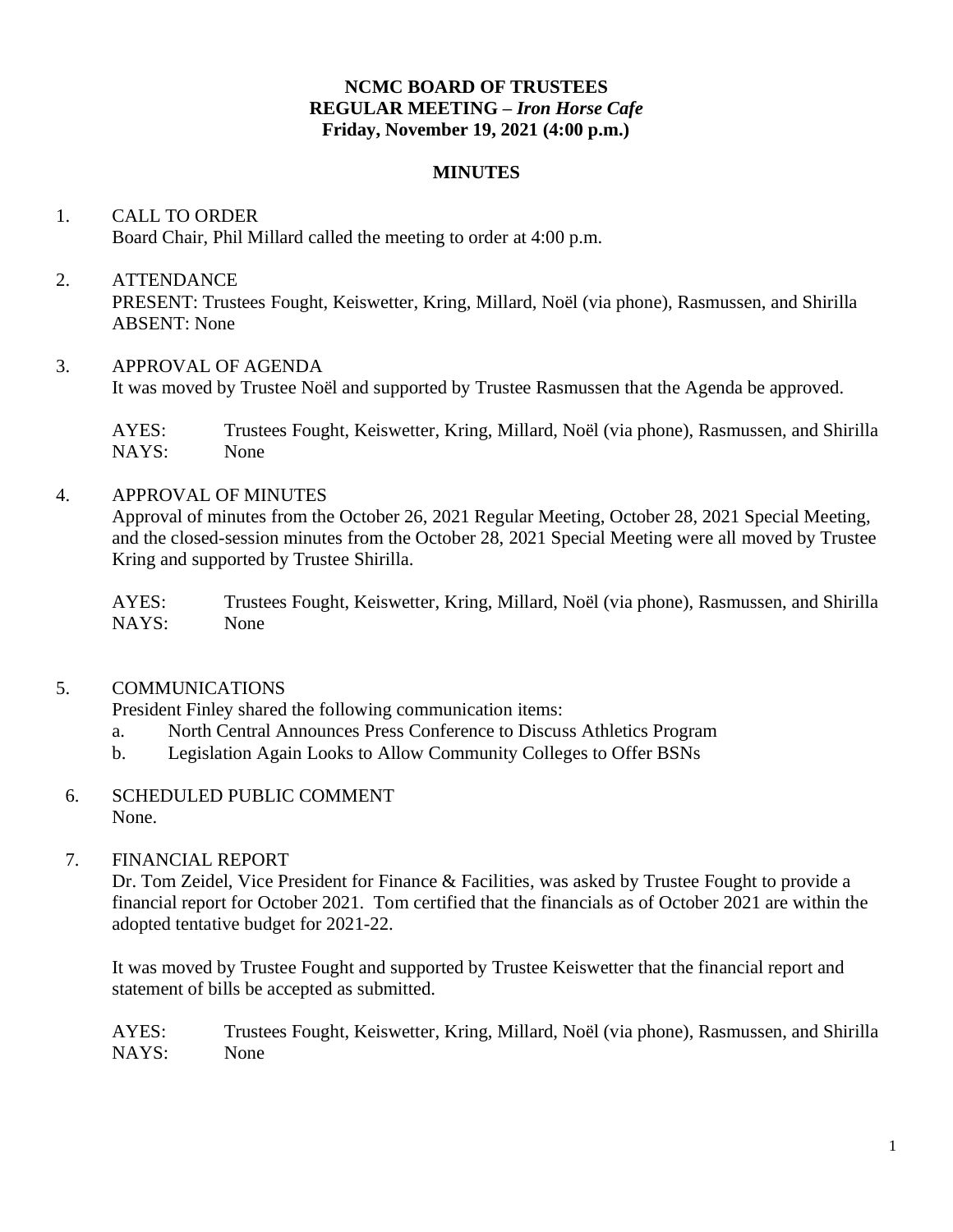**NCMC BOARD OF TRUSTEES**
**REGULAR MEETING – *Iron Horse Cafe***
**Friday, November 19, 2021 (4:00 p.m.)**

**MINUTES**

1. CALL TO ORDER
   Board Chair, Phil Millard called the meeting to order at 4:00 p.m.

2. ATTENDANCE
   PRESENT: Trustees Fought, Keiswetter, Kring, Millard, Noël (via phone), Rasmussen, and Shirilla
   ABSENT: None

3. APPROVAL OF AGENDA
   It was moved by Trustee Noël and supported by Trustee Rasmussen that the Agenda be approved.

   AYES: Trustees Fought, Keiswetter, Kring, Millard, Noël (via phone), Rasmussen, and Shirilla
   NAYS: None

4. APPROVAL OF MINUTES
   Approval of minutes from the October 26, 2021 Regular Meeting, October 28, 2021 Special Meeting, and the closed-session minutes from the October 28, 2021 Special Meeting were all moved by Trustee Kring and supported by Trustee Shirilla.

   AYES: Trustees Fought, Keiswetter, Kring, Millard, Noël (via phone), Rasmussen, and Shirilla
   NAYS: None

5. COMMUNICATIONS
   President Finley shared the following communication items:
   a. North Central Announces Press Conference to Discuss Athletics Program
   b. Legislation Again Looks to Allow Community Colleges to Offer BSNs

6. SCHEDULED PUBLIC COMMENT
   None.

7. FINANCIAL REPORT
   Dr. Tom Zeidel, Vice President for Finance & Facilities, was asked by Trustee Fought to provide a financial report for October 2021. Tom certified that the financials as of October 2021 are within the adopted tentative budget for 2021-22.

   It was moved by Trustee Fought and supported by Trustee Keiswetter that the financial report and statement of bills be accepted as submitted.

   AYES: Trustees Fought, Keiswetter, Kring, Millard, Noël (via phone), Rasmussen, and Shirilla
   NAYS: None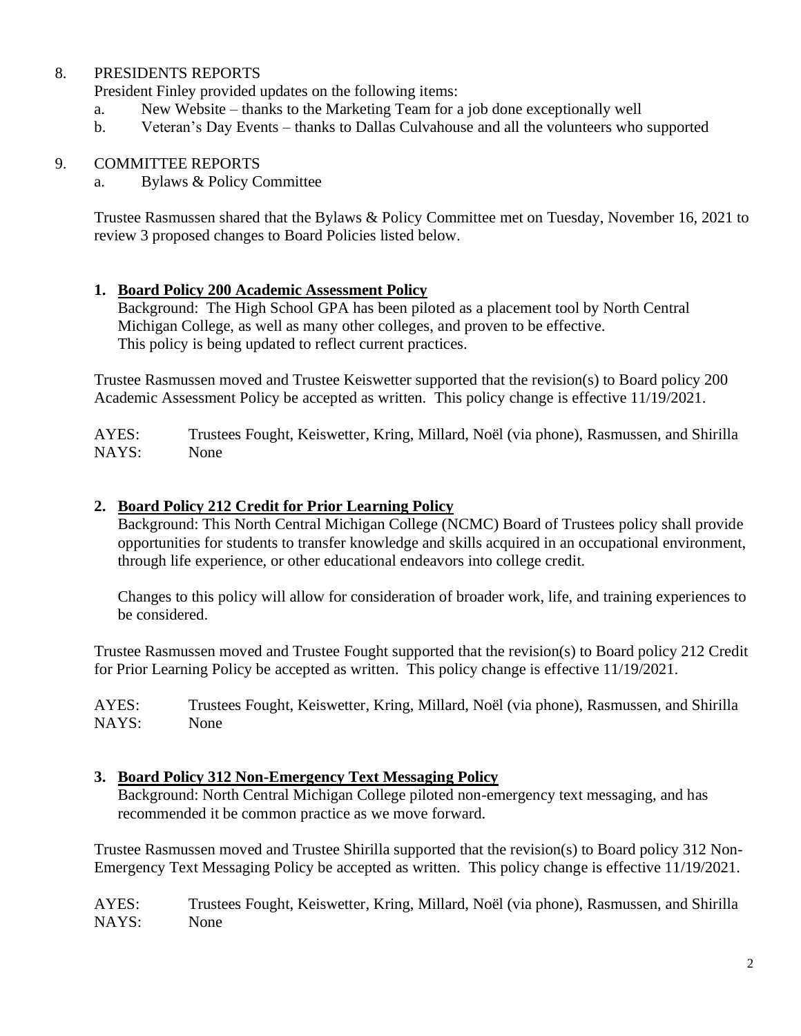8. PRESIDENTS REPORTS

   President Finley provided updates on the following items:

   a. New Website – thanks to the Marketing Team for a job done exceptionally well
   b. Veteran's Day Events – thanks to Dallas Culvahouse and all the volunteers who supported

9. COMMITTEE REPORTS

   a. Bylaws & Policy Committee

   Trustee Rasmussen shared that the Bylaws & Policy Committee met on Tuesday, November 16, 2021 to review 3 proposed changes to Board Policies listed below.

   **1. Board Policy 200 Academic Assessment Policy**

   Background: The High School GPA has been piloted as a placement tool by North Central Michigan College, as well as many other colleges, and proven to be effective. This policy is being updated to reflect current practices.

   Trustee Rasmussen moved and Trustee Keiswetter supported that the revision(s) to Board policy 200 Academic Assessment Policy be accepted as written. This policy change is effective 11/19/2021.

   AYES: Trustees Fought, Keiswetter, Kring, Millard, Noël (via phone), Rasmussen, and Shirilla
   NAYS: None

   **2. Board Policy 212 Credit for Prior Learning Policy**

   Background: This North Central Michigan College (NCMC) Board of Trustees policy shall provide opportunities for students to transfer knowledge and skills acquired in an occupational environment, through life experience, or other educational endeavors into college credit.

   Changes to this policy will allow for consideration of broader work, life, and training experiences to be considered.

   Trustee Rasmussen moved and Trustee Fought supported that the revision(s) to Board policy 212 Credit for Prior Learning Policy be accepted as written. This policy change is effective 11/19/2021.

   AYES: Trustees Fought, Keiswetter, Kring, Millard, Noël (via phone), Rasmussen, and Shirilla
   NAYS: None

   **3. Board Policy 312 Non-Emergency Text Messaging Policy**

   Background: North Central Michigan College piloted non-emergency text messaging, and has recommended it be common practice as we move forward.

   Trustee Rasmussen moved and Trustee Shirilla supported that the revision(s) to Board policy 312 Non-Emergency Text Messaging Policy be accepted as written. This policy change is effective 11/19/2021.

   AYES: Trustees Fought, Keiswetter, Kring, Millard, Noël (via phone), Rasmussen, and Shirilla
   NAYS: None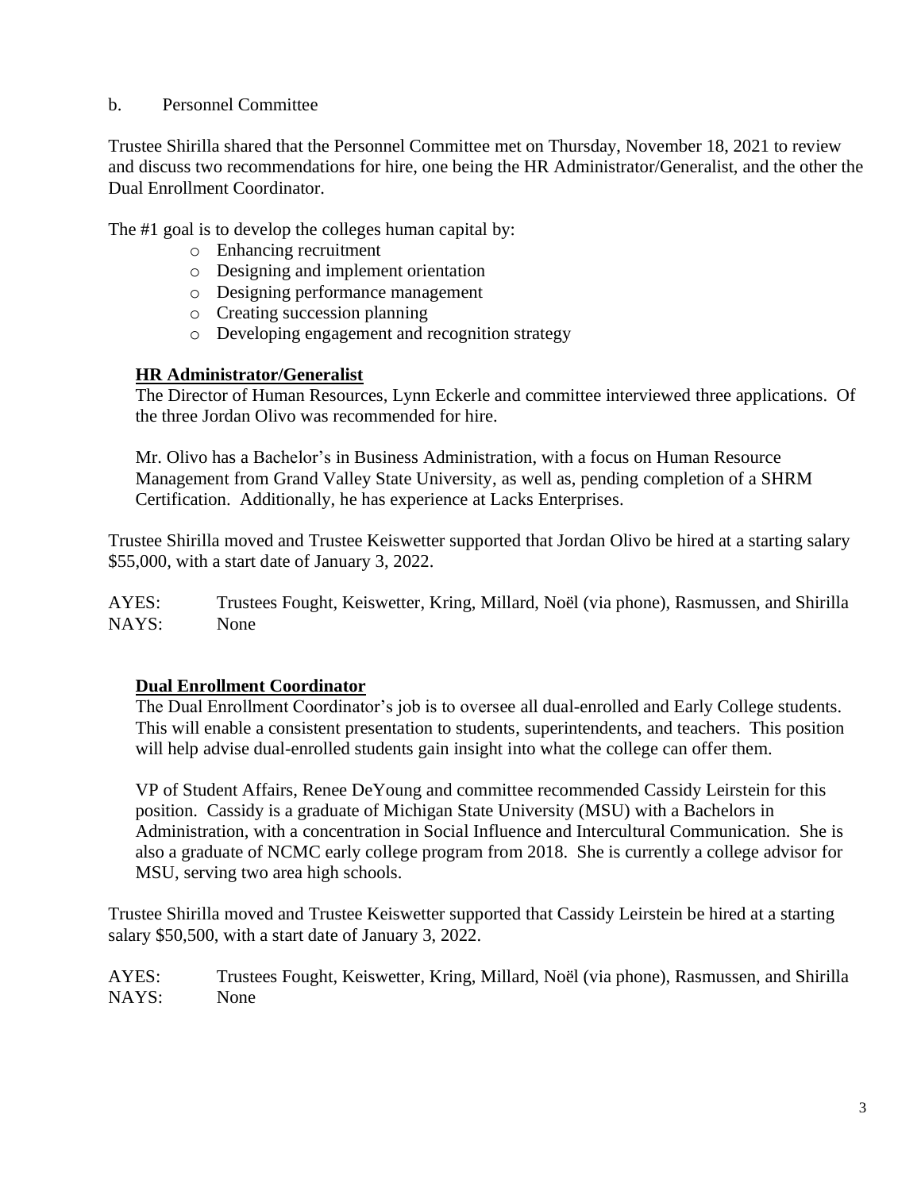b. Personnel Committee

Trustee Shirilla shared that the Personnel Committee met on Thursday, November 18, 2021 to review and discuss two recommendations for hire, one being the HR Administrator/Generalist, and the other the Dual Enrollment Coordinator.

The #1 goal is to develop the colleges human capital by:

- Enhancing recruitment
- Designing and implement orientation
- Designing performance management
- Creating succession planning
- Developing engagement and recognition strategy

**HR Administrator/Generalist**

The Director of Human Resources, Lynn Eckerle and committee interviewed three applications. Of the three Jordan Olivo was recommended for hire.

Mr. Olivo has a Bachelor's in Business Administration, with a focus on Human Resource Management from Grand Valley State University, as well as, pending completion of a SHRM Certification. Additionally, he has experience at Lacks Enterprises.

Trustee Shirilla moved and Trustee Keiswetter supported that Jordan Olivo be hired at a starting salary $55,000, with a start date of January 3, 2022.

AYES: Trustees Fought, Keiswetter, Kring, Millard, Noël (via phone), Rasmussen, and Shirilla
NAYS: None

**Dual Enrollment Coordinator**

The Dual Enrollment Coordinator's job is to oversee all dual-enrolled and Early College students. This will enable a consistent presentation to students, superintendents, and teachers. This position will help advise dual-enrolled students gain insight into what the college can offer them.

VP of Student Affairs, Renee DeYoung and committee recommended Cassidy Leirstein for this position. Cassidy is a graduate of Michigan State University (MSU) with a Bachelors in Administration, with a concentration in Social Influence and Intercultural Communication. She is also a graduate of NCMC early college program from 2018. She is currently a college advisor for MSU, serving two area high schools.

Trustee Shirilla moved and Trustee Keiswetter supported that Cassidy Leirstein be hired at a starting salary $50,500, with a start date of January 3, 2022.

AYES: Trustees Fought, Keiswetter, Kring, Millard, Noël (via phone), Rasmussen, and Shirilla
NAYS: None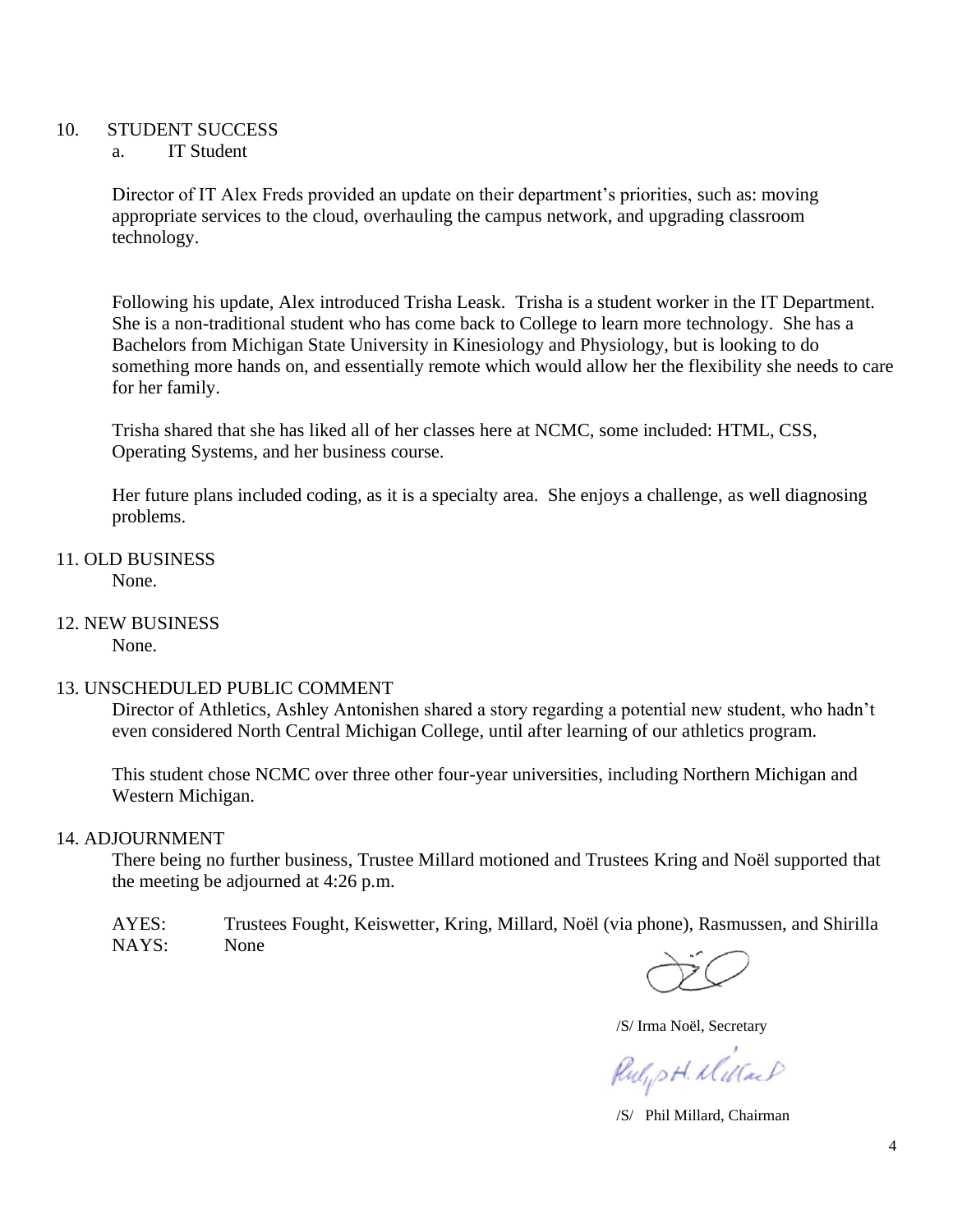10. STUDENT SUCCESS

a. IT Student

Director of IT Alex Freds provided an update on their department's priorities, such as: moving appropriate services to the cloud, overhauling the campus network, and upgrading classroom technology.

Following his update, Alex introduced Trisha Leask. Trisha is a student worker in the IT Department. She is a non-traditional student who has come back to College to learn more technology. She has a Bachelors from Michigan State University in Kinesiology and Physiology, but is looking to do something more hands on, and essentially remote which would allow her the flexibility she needs to care for her family.

Trisha shared that she has liked all of her classes here at NCMC, some included: HTML, CSS, Operating Systems, and her business course.

Her future plans included coding, as it is a specialty area. She enjoys a challenge, as well diagnosing problems.

11. OLD BUSINESS

None.

12. NEW BUSINESS

None.

13. UNSCHEDULED PUBLIC COMMENT

Director of Athletics, Ashley Antonishen shared a story regarding a potential new student, who hadn't even considered North Central Michigan College, until after learning of our athletics program.

This student chose NCMC over three other four-year universities, including Northern Michigan and Western Michigan.

14. ADJOURNMENT

There being no further business, Trustee Millard motioned and Trustees Kring and Noël supported that the meeting be adjourned at 4:26 p.m.

AYES: Trustees Fought, Keiswetter, Kring, Millard, Noël (via phone), Rasmussen, and Shirilla
NAYS: None

/S/ Irma Noël, Secretary

/S/ Phil Millard, Chairman